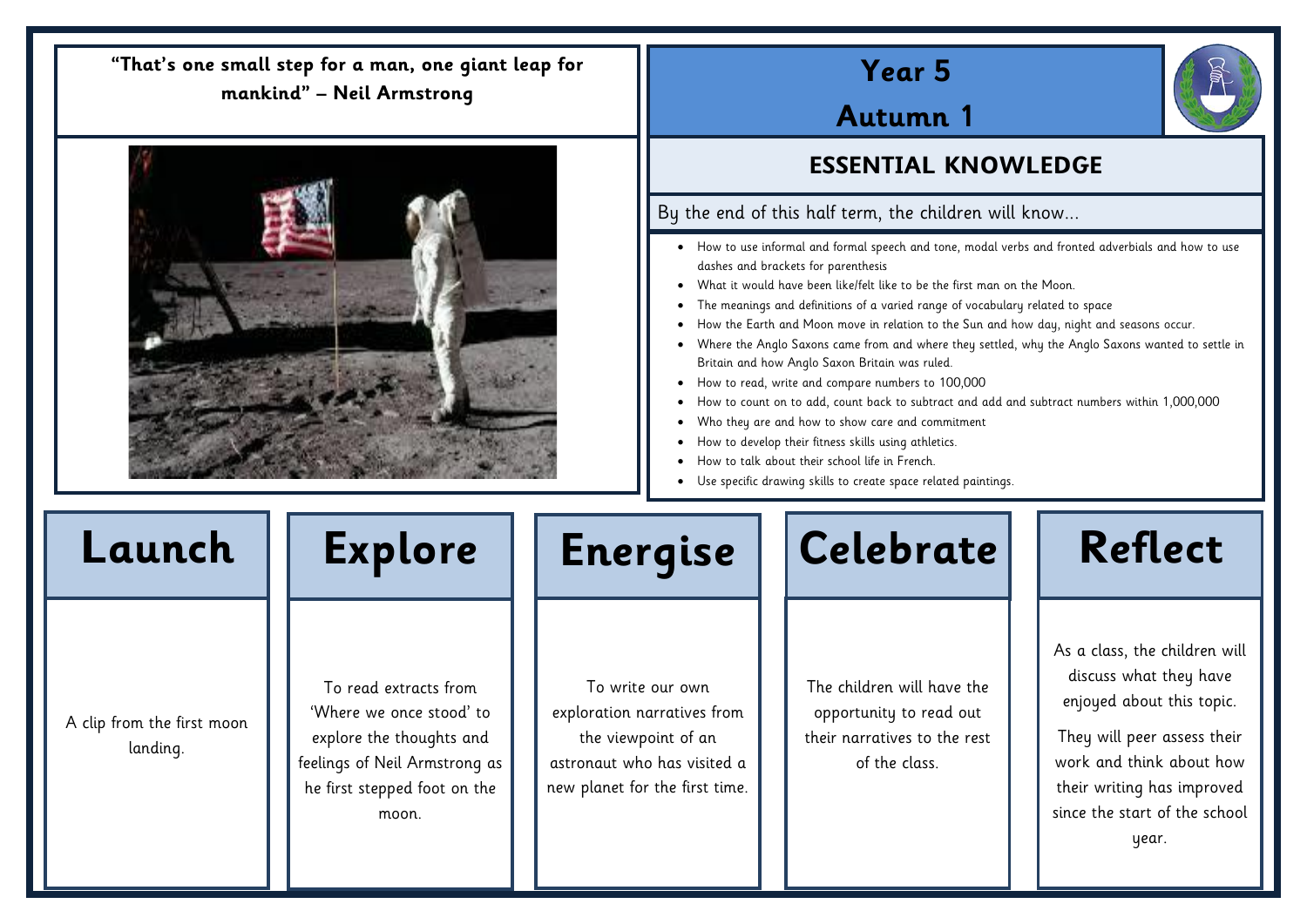**"That's one small step for a man, one giant leap for mankind" – Neil Armstrong**

# Year 5

## Autumn 1

## ESSENTIAL KNOWLEDGE

By the end of this half term, the children will know…

- How to use informal and formal speech and tone, modal verbs and fronted adverbials and how to use dashes and brackets for parenthesis
- What it would have been like/felt like to be the first man on the Moon.
- The meanings and definitions of a varied range of vocabulary related to space
- How the Earth and Moon move in relation to the Sun and how day, night and seasons occur.
- Where the Anglo Saxons came from and where they settled, why the Anglo Saxons wanted to settle in Britain and how Anglo Saxon Britain was ruled.
- How to read, write and compare numbers to 100,000
- How to count on to add, count back to subtract and add and subtract numbers within 1,000,000
- Who they are and how to show care and commitment
- How to develop their fitness skills using athletics.
- How to talk about their school life in French.
- Use specific drawing skills to create space related paintings.

| Launch | Explore | Energise | Celebrate | Reflect |
|---|---|---|---|---|
| A clip from the first moon landing. | To read extracts from 'Where we once stood' to explore the thoughts and feelings of Neil Armstrong as he first stepped foot on the moon. | To write our own exploration narratives from the viewpoint of an astronaut who has visited a new planet for the first time. | The children will have the opportunity to read out their narratives to the rest of the class. | As a class, the children will discuss what they have enjoyed about this topic. They will peer assess their work and think about how their writing has improved since the start of the school year. |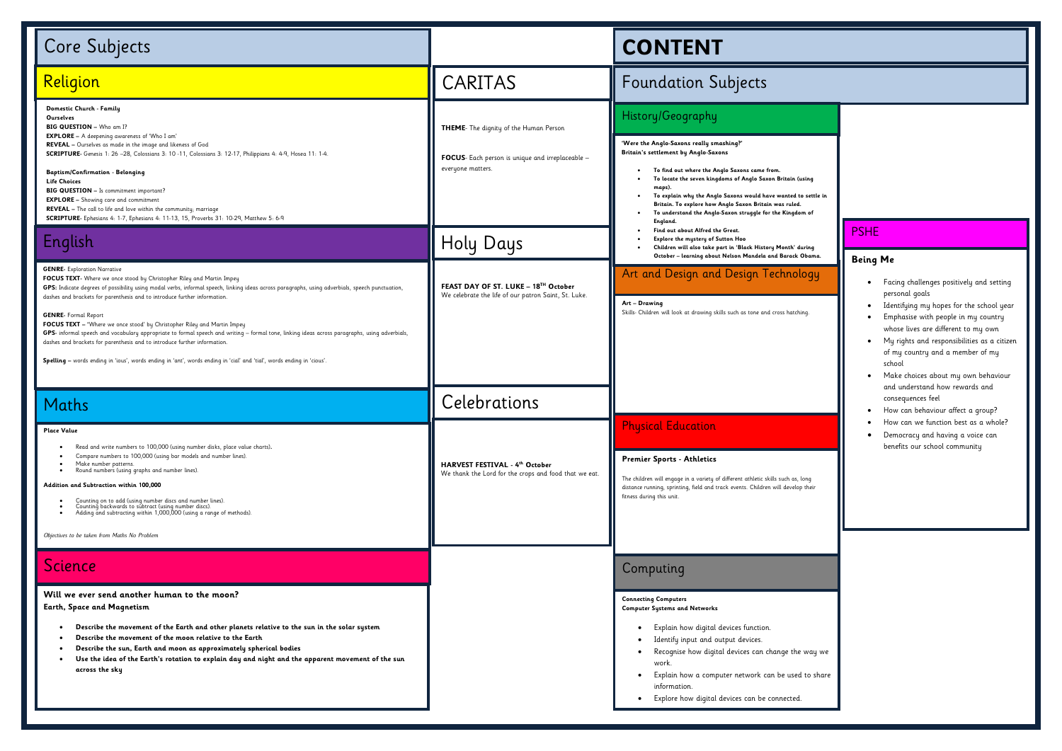# Core Subjects

## Religion

**Domestic Church - Family**
**Ourselves**
**BIG QUESTION** – Who am I?
**EXPLORE** – A deepening awareness of 'Who I am'
**REVEAL** – Ourselves as made in the image and likeness of God
**SCRIPTURE**- Genesis 1: 26 –28, Colossians 3: 10 -11, Colossians 3: 12-17, Philippians 4: 4-9, Hosea 11: 1-4.

**Baptism/Confirmation - Belonging**
**Life Choices**
**BIG QUESTION** – Is commitment important?
**EXPLORE** – Showing care and commitment
**REVEAL** – The call to life and love within the community; marriage
**SCRIPTURE**- Ephesians 4: 1-7, Ephesians 4: 11-13, 15, Proverbs 31: 10-29, Matthew 5: 6-9

## English

**GENRE**- Exploration Narrative
**FOCUS TEXT**- Where we once stood by Christopher Riley and Martin Impey
**GPS**: Indicate degrees of possibility using modal verbs, informal speech, linking ideas across paragraphs, using adverbials, speech punctuation, dashes and brackets for parenthesis and to introduce further information.

**GENRE**- Formal Report
**FOCUS TEXT** – 'Where we once stood' by Christopher Riley and Martin Impey
**GPS**- informal speech and vocabulary appropriate to formal speech and writing – formal tone, linking ideas across paragraphs, using adverbials, dashes and brackets for parenthesis and to introduce further information.

**Spelling** – words ending in 'ious', words ending in 'ant', words ending in 'cial' and 'tial', words ending in 'cious'.

## Maths

**Place Value**

- Read and write numbers to 100,000 (using number disks, place value charts).
- Compare numbers to 100,000 (using bar models and number lines).
- Make number patterns.
- Round numbers (using graphs and number lines).

**Addition and Subtraction within 100,000**

- Counting on to add (using number discs and number lines).
- Counting backwards to subtract (using number discs).
- Adding and subtracting within 1,000,000 (using a range of methods).

*Objectives to be taken from Maths No Problem*

## Science

**Will we ever send another human to the moon?**
**Earth, Space and Magnetism**

- **Describe the movement of the Earth and other planets relative to the sun in the solar system**
- **Describe the movement of the moon relative to the Earth**
- **Describe the sun, Earth and moon as approximately spherical bodies**
- **Use the idea of the Earth's rotation to explain day and night and the apparent movement of the sun across the sky**

## CARITAS

**THEME**- The dignity of the Human Person

**FOCUS**- Each person is unique and irreplaceable – everyone matters.

## Holy Days

**FEAST DAY OF ST. LUKE – 18TH October**
We celebrate the life of our patron Saint, St. Luke.

## Celebrations

**HARVEST FESTIVAL - 4th October**
We thank the Lord for the crops and food that we eat.

# CONTENT

## Foundation Subjects

### History/Geography

**'Were the Anglo-Saxons really smashing?'**
**Britain's settlement by Anglo-Saxons**

- **To find out where the Anglo Saxons came from.**
- **To locate the seven kingdoms of Anglo Saxon Britain (using maps).**
- **To explain why the Anglo Saxons would have wanted to settle in Britain. To explore how Anglo Saxon Britain was ruled.**
- **To understand the Anglo-Saxon struggle for the Kingdom of England.**
- **Find out about Alfred the Great.**
- **Explore the mystery of Sutton Hoo**
- **Children will also take part in 'Black History Month' during October – learning about Nelson Mandela and Barack Obama.**

### Art and Design and Design Technology

**Art – Drawing**
Skills- Children will look at drawing skills such as tone and cross hatching.

### Physical Education

**Premier Sports - Athletics**

The children will engage in a variety of different athletic skills such as, long distance running, sprinting, field and track events. Children will develop their fitness during this unit.

### Computing

**Connecting Computers**
**Computer Systems and Networks**

- Explain how digital devices function.
- Identify input and output devices.
- Recognise how digital devices can change the way we work.
- Explain how a computer network can be used to share information.
- Explore how digital devices can be connected.

### PSHE

**Being Me**

- Facing challenges positively and setting personal goals
- Identifying my hopes for the school year
- Emphasise with people in my country whose lives are different to my own
- My rights and responsibilities as a citizen of my country and a member of my school
- Make choices about my own behaviour and understand how rewards and consequences feel
- How can behaviour affect a group?
- How can we function best as a whole?
- Democracy and having a voice can benefits our school community